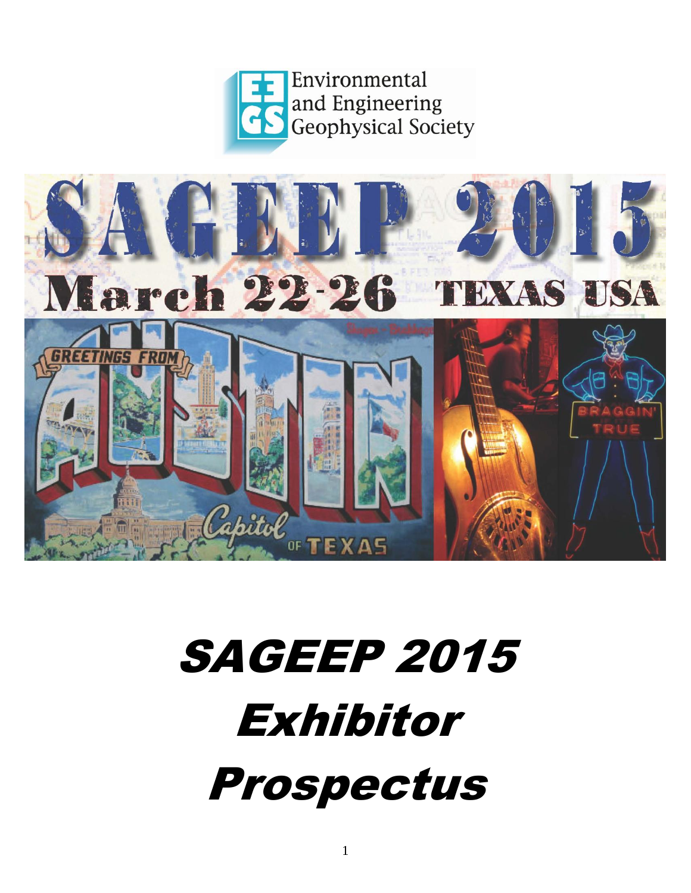Environmental and Engineering Geophysical Society

SAGEEP 2015

March 22-26 TEXAS USA

# SAGEEP 2015 Exhibitor Prospectus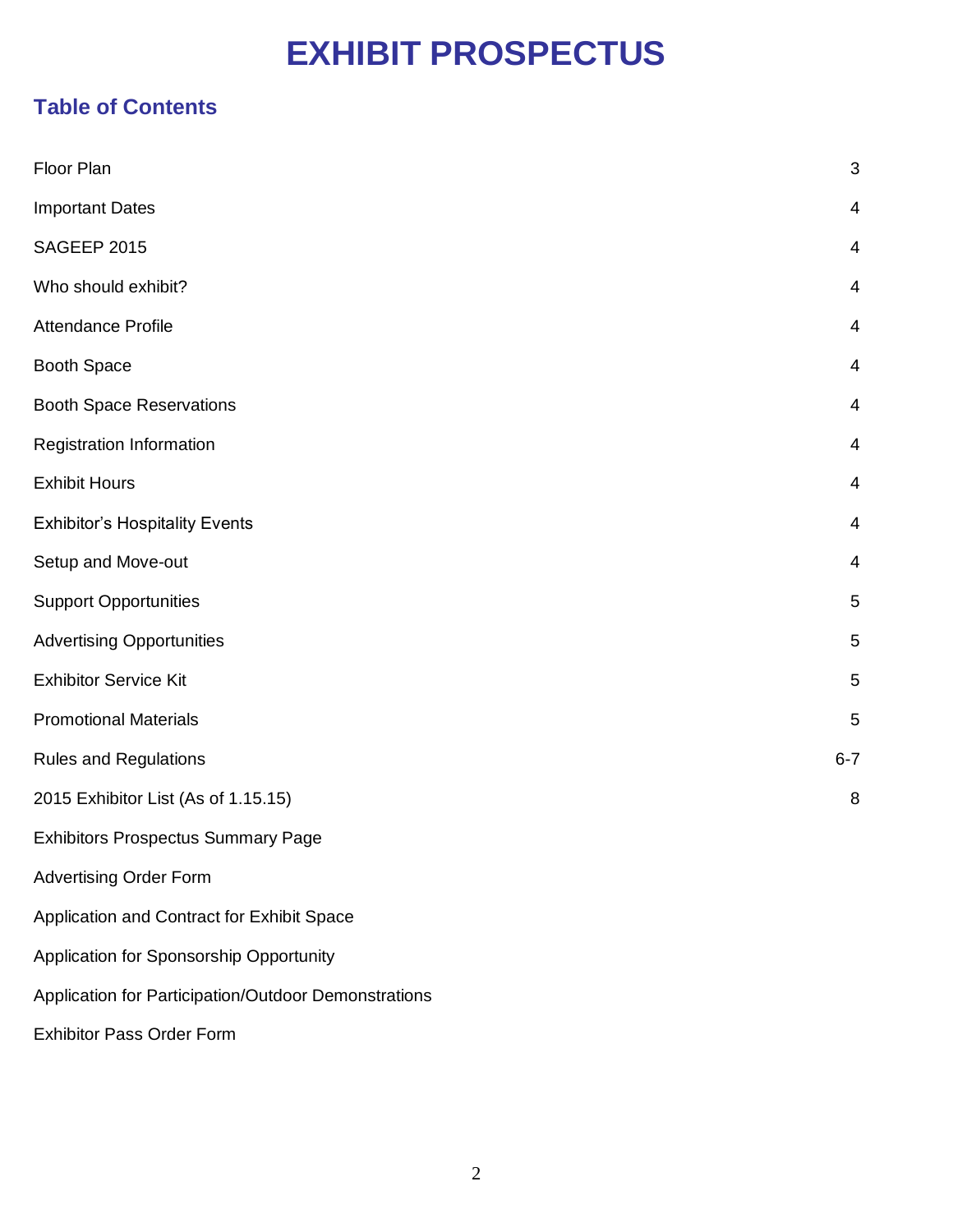# EXHIBIT PROSPECTUS

## Table of Contents

| | |
|---|---|
| Floor Plan | 3 |
| Important Dates | 4 |
| SAGEEP 2015 | 4 |
| Who should exhibit? | 4 |
| Attendance Profile | 4 |
| Booth Space | 4 |
| Booth Space Reservations | 4 |
| Registration Information | 4 |
| Exhibit Hours | 4 |
| Exhibitor's Hospitality Events | 4 |
| Setup and Move-out | 4 |
| Support Opportunities | 5 |
| Advertising Opportunities | 5 |
| Exhibitor Service Kit | 5 |
| Promotional Materials | 5 |
| Rules and Regulations | 6-7 |
| 2015 Exhibitor List (As of 1.15.15) | 8 |
| Exhibitors Prospectus Summary Page | |
| Advertising Order Form | |
| Application and Contract for Exhibit Space | |
| Application for Sponsorship Opportunity | |
| Application for Participation/Outdoor Demonstrations | |
| Exhibitor Pass Order Form | |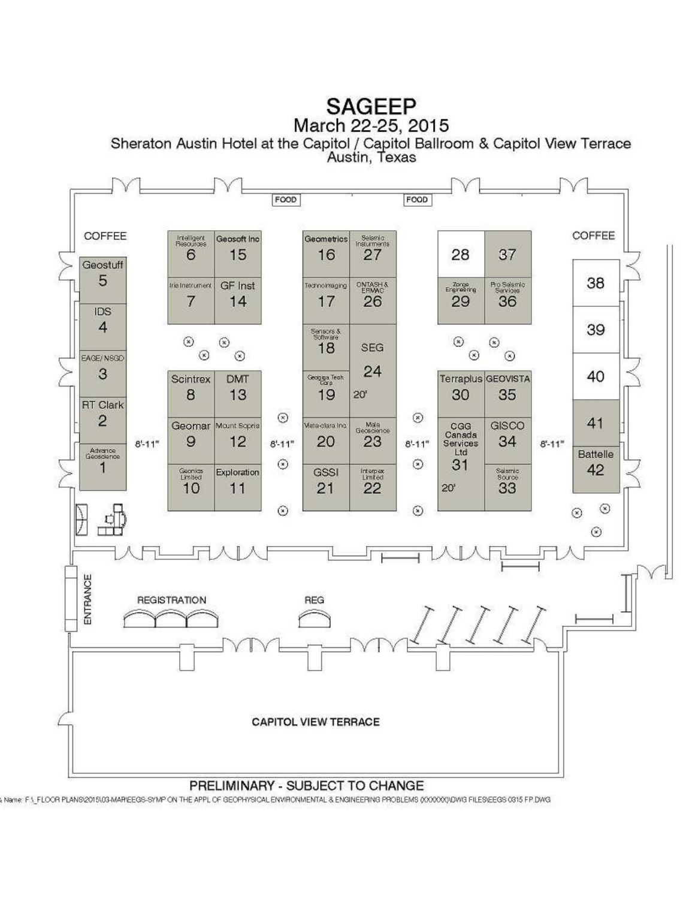# SAGEEP

## March 22-25, 2015

### Sheraton Austin Hotel at the Capitol / Capitol Ballroom & Capitol View Terrace
### Austin, Texas

COFFEE

FOOD

FOOD

COFFEE

| Booth | Exhibitor |
|---|---|
| 1 | Advance Geoscience |
| 2 | RT Clark |
| 3 | EAGE/NSGD |
| 4 | IDS |
| 5 | Geostuff |
| 6 | Intelligent Resources |
| 7 | Iris Instrument |
| 8 | Scintrex |
| 9 | Geomar |
| 10 | Geonics Limited |
| 11 | Exploration |
| 12 | Mount Sopris |
| 13 | DMT |
| 14 | GF Inst |
| 15 | Geosoft Inc |
| 16 | Geometrics |
| 17 | Technoimaging |
| 18 | Sensors & Software |
| 19 | Geogiga Tech. Corp |
| 20 | Vista-clara Inc. |
| 21 | GSSI |
| 22 | Interpex Limited |
| 23 | Mala Geoscience |
| 24 | SEG (20') |
| 26 | ONTASH & ERMAC |
| 27 | Seismic Instruments |
| 28 | |
| 29 | Zonge Engineering |
| 30 | Terraplus |
| 31 | CGG Canada Services Ltd (20') |
| 33 | Seismic Source |
| 34 | GISCO |
| 35 | GEOVISTA |
| 36 | Pro Seismic Services |
| 37 | |
| 38 | |
| 39 | |
| 40 | |
| 41 | |
| 42 | Battelle |

Aisle widths: 8'-11"

ENTRANCE

REGISTRATION

REG

CAPITOL VIEW TERRACE

PRELIMINARY - SUBJECT TO CHANGE

Name: F:\_FLOOR PLANS\2015\03-MAR\EEGS-SYMP ON THE APPL OF GEOPHYSICAL ENVIRONMENTAL & ENGINEERING PROBLEMS (XXXXXX)\DWG FILES\EEGS 0315 FP.DWG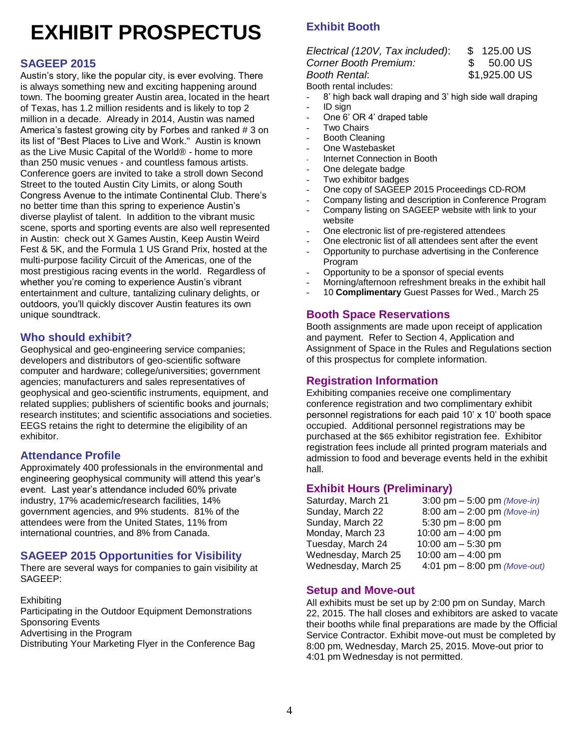# EXHIBIT PROSPECTUS

## SAGEEP 2015

Austin's story, like the popular city, is ever evolving. There is always something new and exciting happening around town. The booming greater Austin area, located in the heart of Texas, has 1.2 million residents and is likely to top 2 million in a decade. Already in 2014, Austin was named America's fastest growing city by Forbes and ranked # 3 on its list of "Best Places to Live and Work." Austin is known as the Live Music Capital of the World® - home to more than 250 music venues - and countless famous artists. Conference goers are invited to take a stroll down Second Street to the touted Austin City Limits, or along South Congress Avenue to the intimate Continental Club. There's no better time than this spring to experience Austin's diverse playlist of talent. In addition to the vibrant music scene, sports and sporting events are also well represented in Austin: check out X Games Austin, Keep Austin Weird Fest & 5K, and the Formula 1 US Grand Prix, hosted at the multi-purpose facility Circuit of the Americas, one of the most prestigious racing events in the world. Regardless of whether you're coming to experience Austin's vibrant entertainment and culture, tantalizing culinary delights, or outdoors, you'll quickly discover Austin features its own unique soundtrack.

## Who should exhibit?

Geophysical and geo-engineering service companies; developers and distributors of geo-scientific software computer and hardware; college/universities; government agencies; manufacturers and sales representatives of geophysical and geo-scientific instruments, equipment, and related supplies; publishers of scientific books and journals; research institutes; and scientific associations and societies. EEGS retains the right to determine the eligibility of an exhibitor.

## Attendance Profile

Approximately 400 professionals in the environmental and engineering geophysical community will attend this year's event. Last year's attendance included 60% private industry, 17% academic/research facilities, 14% government agencies, and 9% students. 81% of the attendees were from the United States, 11% from international countries, and 8% from Canada.

## SAGEEP 2015 Opportunities for Visibility

There are several ways for companies to gain visibility at SAGEEP:

Exhibiting
Participating in the Outdoor Equipment Demonstrations
Sponsoring Events
Advertising in the Program
Distributing Your Marketing Flyer in the Conference Bag

## Exhibit Booth

| | |
|---|---|
| *Electrical (120V, Tax included)*: | $ 125.00 US |
| *Corner Booth Premium:* | $ 50.00 US |
| *Booth Rental*: | $1,925.00 US |

Booth rental includes:

- 8' high back wall draping and 3' high side wall draping
- ID sign
- One 6' OR 4' draped table
- Two Chairs
- Booth Cleaning
- One Wastebasket
- Internet Connection in Booth
- One delegate badge
- Two exhibitor badges
- One copy of SAGEEP 2015 Proceedings CD-ROM
- Company listing and description in Conference Program
- Company listing on SAGEEP website with link to your website
- One electronic list of pre-registered attendees
- One electronic list of all attendees sent after the event
- Opportunity to purchase advertising in the Conference Program
- Opportunity to be a sponsor of special events
- Morning/afternoon refreshment breaks in the exhibit hall
- 10 **Complimentary** Guest Passes for Wed., March 25

## Booth Space Reservations

Booth assignments are made upon receipt of application and payment. Refer to Section 4, Application and Assignment of Space in the Rules and Regulations section of this prospectus for complete information.

## Registration Information

Exhibiting companies receive one complimentary conference registration and two complimentary exhibit personnel registrations for each paid 10' x 10' booth space occupied. Additional personnel registrations may be purchased at the $65 exhibitor registration fee. Exhibitor registration fees include all printed program materials and admission to food and beverage events held in the exhibit hall.

## Exhibit Hours (Preliminary)

| | |
|---|---|
| Saturday, March 21 | 3:00 pm – 5:00 pm *(Move-in)* |
| Sunday, March 22 | 8:00 am – 2:00 pm *(Move-in)* |
| Sunday, March 22 | 5:30 pm – 8:00 pm |
| Monday, March 23 | 10:00 am – 4:00 pm |
| Tuesday, March 24 | 10:00 am – 5:30 pm |
| Wednesday, March 25 | 10:00 am – 4:00 pm |
| Wednesday, March 25 | 4:01 pm – 8:00 pm *(Move-out)* |

## Setup and Move-out

All exhibits must be set up by 2:00 pm on Sunday, March 22, 2015. The hall closes and exhibitors are asked to vacate their booths while final preparations are made by the Official Service Contractor. Exhibit move-out must be completed by 8:00 pm, Wednesday, March 25, 2015. Move-out prior to 4:01 pm Wednesday is not permitted.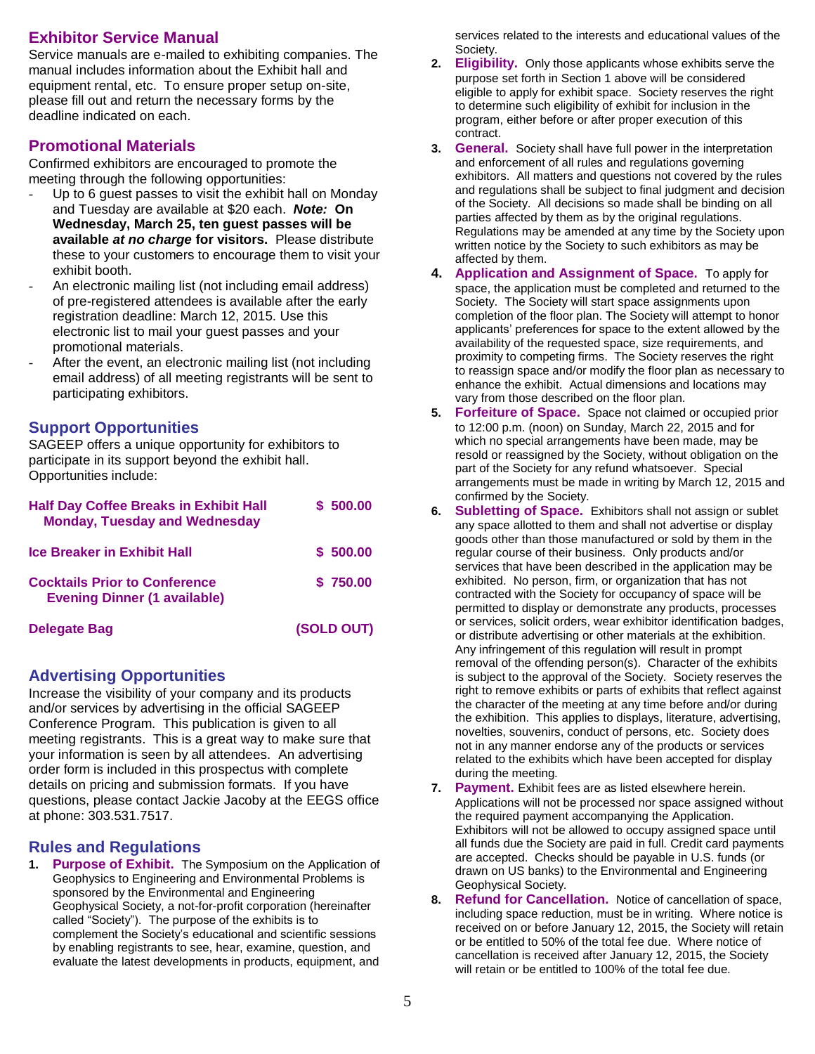## Exhibitor Service Manual

Service manuals are e-mailed to exhibiting companies. The manual includes information about the Exhibit hall and equipment rental, etc. To ensure proper setup on-site, please fill out and return the necessary forms by the deadline indicated on each.

## Promotional Materials

Confirmed exhibitors are encouraged to promote the meeting through the following opportunities:

- Up to 6 guest passes to visit the exhibit hall on Monday and Tuesday are available at $20 each. ***Note:*** **On Wednesday, March 25, ten guest passes will be available *at no charge* for visitors.** Please distribute these to your customers to encourage them to visit your exhibit booth.
- An electronic mailing list (not including email address) of pre-registered attendees is available after the early registration deadline: March 12, 2015. Use this electronic list to mail your guest passes and your promotional materials.
- After the event, an electronic mailing list (not including email address) of all meeting registrants will be sent to participating exhibitors.

## Support Opportunities

SAGEEP offers a unique opportunity for exhibitors to participate in its support beyond the exhibit hall. Opportunities include:

| Opportunity | Price |
|---|---|
| **Half Day Coffee Breaks in Exhibit Hall Monday, Tuesday and Wednesday** | **$ 500.00** |
| **Ice Breaker in Exhibit Hall** | **$ 500.00** |
| **Cocktails Prior to Conference Evening Dinner (1 available)** | **$ 750.00** |
| **Delegate Bag** | **(SOLD OUT)** |

## Advertising Opportunities

Increase the visibility of your company and its products and/or services by advertising in the official SAGEEP Conference Program. This publication is given to all meeting registrants. This is a great way to make sure that your information is seen by all attendees. An advertising order form is included in this prospectus with complete details on pricing and submission formats. If you have questions, please contact Jackie Jacoby at the EEGS office at phone: 303.531.7517.

## Rules and Regulations

1. **Purpose of Exhibit.** The Symposium on the Application of Geophysics to Engineering and Environmental Problems is sponsored by the Environmental and Engineering Geophysical Society, a not-for-profit corporation (hereinafter called "Society"). The purpose of the exhibits is to complement the Society's educational and scientific sessions by enabling registrants to see, hear, examine, question, and evaluate the latest developments in products, equipment, and services related to the interests and educational values of the Society.
2. **Eligibility.** Only those applicants whose exhibits serve the purpose set forth in Section 1 above will be considered eligible to apply for exhibit space. Society reserves the right to determine such eligibility of exhibit for inclusion in the program, either before or after proper execution of this contract.
3. **General.** Society shall have full power in the interpretation and enforcement of all rules and regulations governing exhibitors. All matters and questions not covered by the rules and regulations shall be subject to final judgment and decision of the Society. All decisions so made shall be binding on all parties affected by them as by the original regulations. Regulations may be amended at any time by the Society upon written notice by the Society to such exhibitors as may be affected by them.
4. **Application and Assignment of Space.** To apply for space, the application must be completed and returned to the Society. The Society will start space assignments upon completion of the floor plan. The Society will attempt to honor applicants' preferences for space to the extent allowed by the availability of the requested space, size requirements, and proximity to competing firms. The Society reserves the right to reassign space and/or modify the floor plan as necessary to enhance the exhibit. Actual dimensions and locations may vary from those described on the floor plan.
5. **Forfeiture of Space.** Space not claimed or occupied prior to 12:00 p.m. (noon) on Sunday, March 22, 2015 and for which no special arrangements have been made, may be resold or reassigned by the Society, without obligation on the part of the Society for any refund whatsoever. Special arrangements must be made in writing by March 12, 2015 and confirmed by the Society.
6. **Subletting of Space.** Exhibitors shall not assign or sublet any space allotted to them and shall not advertise or display goods other than those manufactured or sold by them in the regular course of their business. Only products and/or services that have been described in the application may be exhibited. No person, firm, or organization that has not contracted with the Society for occupancy of space will be permitted to display or demonstrate any products, processes or services, solicit orders, wear exhibitor identification badges, or distribute advertising or other materials at the exhibition. Any infringement of this regulation will result in prompt removal of the offending person(s). Character of the exhibits is subject to the approval of the Society. Society reserves the right to remove exhibits or parts of exhibits that reflect against the character of the meeting at any time before and/or during the exhibition. This applies to displays, literature, advertising, novelties, souvenirs, conduct of persons, etc. Society does not in any manner endorse any of the products or services related to the exhibits which have been accepted for display during the meeting.
7. **Payment.** Exhibit fees are as listed elsewhere herein. Applications will not be processed nor space assigned without the required payment accompanying the Application. Exhibitors will not be allowed to occupy assigned space until all funds due the Society are paid in full. Credit card payments are accepted. Checks should be payable in U.S. funds (or drawn on US banks) to the Environmental and Engineering Geophysical Society.
8. **Refund for Cancellation.** Notice of cancellation of space, including space reduction, must be in writing. Where notice is received on or before January 12, 2015, the Society will retain or be entitled to 50% of the total fee due. Where notice of cancellation is received after January 12, 2015, the Society will retain or be entitled to 100% of the total fee due.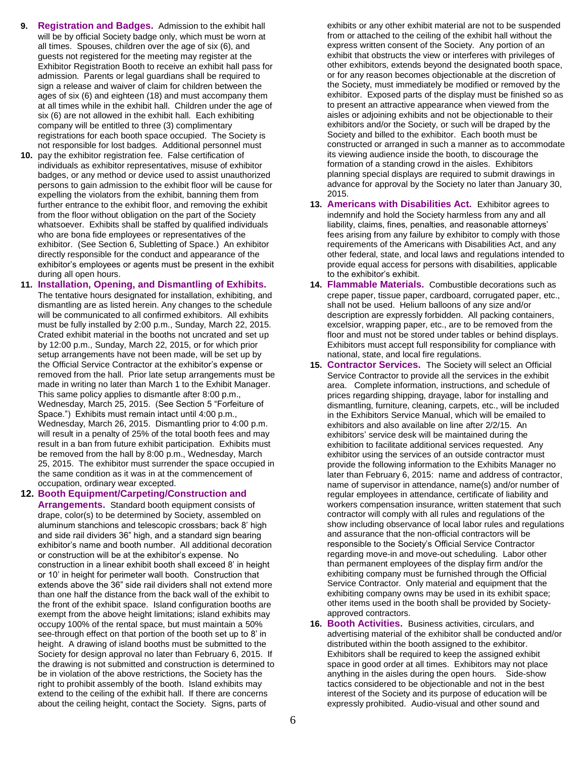**9. Registration and Badges.** Admission to the exhibit hall will be by official Society badge only, which must be worn at all times. Spouses, children over the age of six (6), and guests not registered for the meeting may register at the Exhibitor Registration Booth to receive an exhibit hall pass for admission. Parents or legal guardians shall be required to sign a release and waiver of claim for children between the ages of six (6) and eighteen (18) and must accompany them at all times while in the exhibit hall. Children under the age of six (6) are not allowed in the exhibit hall. Each exhibiting company will be entitled to three (3) complimentary registrations for each booth space occupied. The Society is not responsible for lost badges. Additional personnel must

**10.** pay the exhibitor registration fee. False certification of individuals as exhibitor representatives, misuse of exhibitor badges, or any method or device used to assist unauthorized persons to gain admission to the exhibit floor will be cause for expelling the violators from the exhibit, banning them from further entrance to the exhibit floor, and removing the exhibit from the floor without obligation on the part of the Society whatsoever. Exhibits shall be staffed by qualified individuals who are bona fide employees or representatives of the exhibitor. (See Section 6, Subletting of Space.) An exhibitor directly responsible for the conduct and appearance of the exhibitor's employees or agents must be present in the exhibit during all open hours.

**11. Installation, Opening, and Dismantling of Exhibits.** The tentative hours designated for installation, exhibiting, and dismantling are as listed herein. Any changes to the schedule will be communicated to all confirmed exhibitors. All exhibits must be fully installed by 2:00 p.m., Sunday, March 22, 2015. Crated exhibit material in the booths not uncrated and set up by 12:00 p.m., Sunday, March 22, 2015, or for which prior setup arrangements have not been made, will be set up by the Official Service Contractor at the exhibitor's expense or removed from the hall. Prior late setup arrangements must be made in writing no later than March 1 to the Exhibit Manager. This same policy applies to dismantle after 8:00 p.m., Wednesday, March 25, 2015. (See Section 5 "Forfeiture of Space.") Exhibits must remain intact until 4:00 p.m., Wednesday, March 26, 2015. Dismantling prior to 4:00 p.m. will result in a penalty of 25% of the total booth fees and may result in a ban from future exhibit participation. Exhibits must be removed from the hall by 8:00 p.m., Wednesday, March 25, 2015. The exhibitor must surrender the space occupied in the same condition as it was in at the commencement of occupation, ordinary wear excepted.

**12. Booth Equipment/Carpeting/Construction and Arrangements.** Standard booth equipment consists of drape, color(s) to be determined by Society, assembled on aluminum stanchions and telescopic crossbars; back 8' high and side rail dividers 36" high, and a standard sign bearing exhibitor's name and booth number. All additional decoration or construction will be at the exhibitor's expense. No construction in a linear exhibit booth shall exceed 8' in height or 10' in height for perimeter wall booth. Construction that extends above the 36" side rail dividers shall not extend more than one half the distance from the back wall of the exhibit to the front of the exhibit space. Island configuration booths are exempt from the above height limitations; island exhibits may occupy 100% of the rental space, but must maintain a 50% see-through effect on that portion of the booth set up to 8' in height. A drawing of island booths must be submitted to the Society for design approval no later than February 6, 2015. If the drawing is not submitted and construction is determined to be in violation of the above restrictions, the Society has the right to prohibit assembly of the booth. Island exhibits may extend to the ceiling of the exhibit hall. If there are concerns about the ceiling height, contact the Society. Signs, parts of exhibits or any other exhibit material are not to be suspended from or attached to the ceiling of the exhibit hall without the express written consent of the Society. Any portion of an exhibit that obstructs the view or interferes with privileges of other exhibitors, extends beyond the designated booth space, or for any reason becomes objectionable at the discretion of the Society, must immediately be modified or removed by the exhibitor. Exposed parts of the display must be finished so as to present an attractive appearance when viewed from the aisles or adjoining exhibits and not be objectionable to their exhibitors and/or the Society, or such will be draped by the Society and billed to the exhibitor. Each booth must be constructed or arranged in such a manner as to accommodate its viewing audience inside the booth, to discourage the formation of a standing crowd in the aisles. Exhibitors planning special displays are required to submit drawings in advance for approval by the Society no later than January 30, 2015.

**13. Americans with Disabilities Act.** Exhibitor agrees to indemnify and hold the Society harmless from any and all liability, claims, fines, penalties, and reasonable attorneys' fees arising from any failure by exhibitor to comply with those requirements of the Americans with Disabilities Act, and any other federal, state, and local laws and regulations intended to provide equal access for persons with disabilities, applicable to the exhibitor's exhibit.

**14. Flammable Materials.** Combustible decorations such as crepe paper, tissue paper, cardboard, corrugated paper, etc., shall not be used. Helium balloons of any size and/or description are expressly forbidden. All packing containers, excelsior, wrapping paper, etc., are to be removed from the floor and must not be stored under tables or behind displays. Exhibitors must accept full responsibility for compliance with national, state, and local fire regulations.

**15. Contractor Services.** The Society will select an Official Service Contractor to provide all the services in the exhibit area. Complete information, instructions, and schedule of prices regarding shipping, drayage, labor for installing and dismantling, furniture, cleaning, carpets, etc., will be included in the Exhibitors Service Manual, which will be emailed to exhibitors and also available on line after 2/2/15. An exhibitors' service desk will be maintained during the exhibition to facilitate additional services requested. Any exhibitor using the services of an outside contractor must provide the following information to the Exhibits Manager no later than February 6, 2015: name and address of contractor, name of supervisor in attendance, name(s) and/or number of regular employees in attendance, certificate of liability and workers compensation insurance, written statement that such contractor will comply with all rules and regulations of the show including observance of local labor rules and regulations and assurance that the non-official contractors will be responsible to the Society's Official Service Contractor regarding move-in and move-out scheduling. Labor other than permanent employees of the display firm and/or the exhibiting company must be furnished through the Official Service Contractor. Only material and equipment that the exhibiting company owns may be used in its exhibit space; other items used in the booth shall be provided by Society-approved contractors.

**16. Booth Activities.** Business activities, circulars, and advertising material of the exhibitor shall be conducted and/or distributed within the booth assigned to the exhibitor. Exhibitors shall be required to keep the assigned exhibit space in good order at all times. Exhibitors may not place anything in the aisles during the open hours. Side-show tactics considered to be objectionable and not in the best interest of the Society and its purpose of education will be expressly prohibited. Audio-visual and other sound and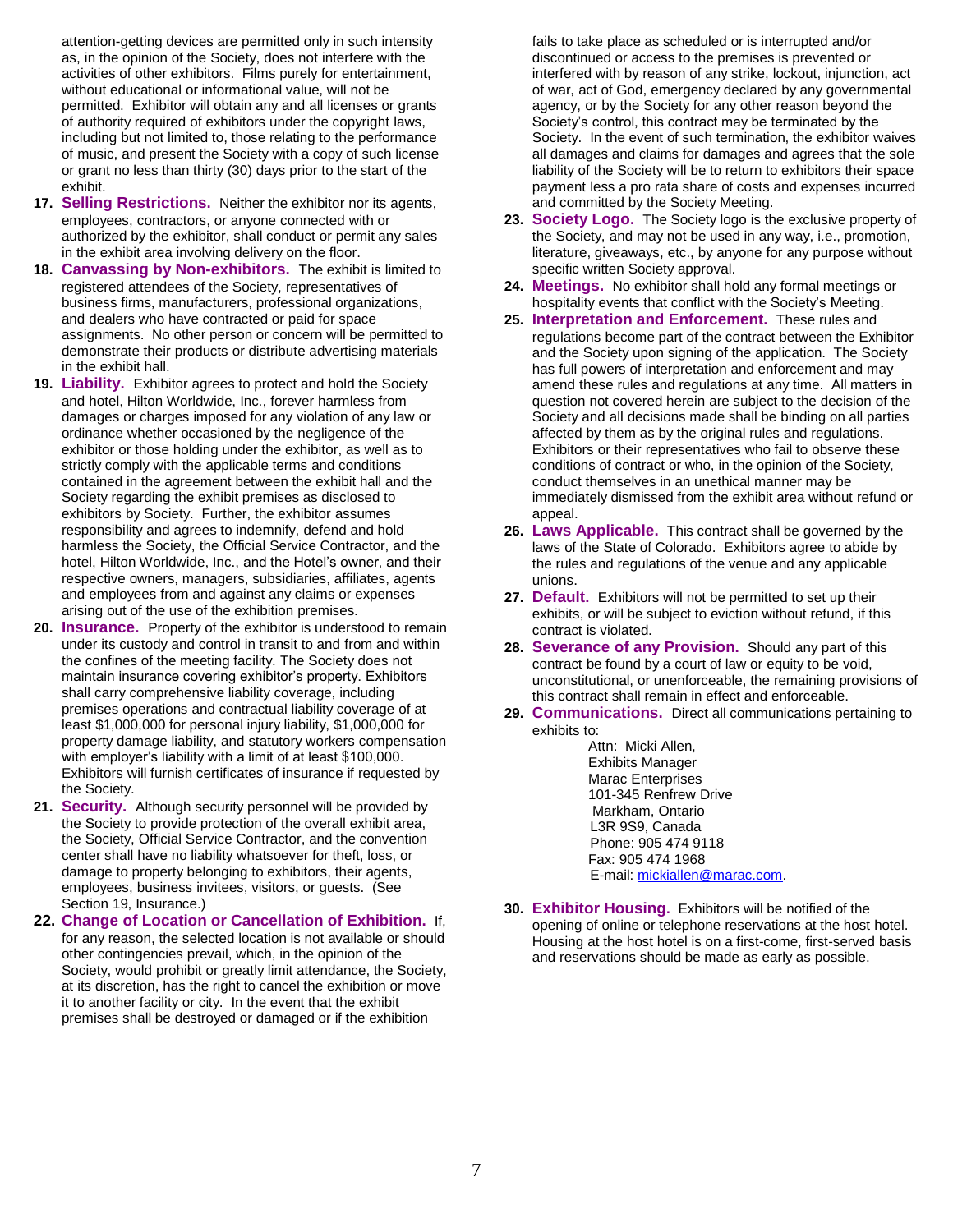attention-getting devices are permitted only in such intensity as, in the opinion of the Society, does not interfere with the activities of other exhibitors. Films purely for entertainment, without educational or informational value, will not be permitted. Exhibitor will obtain any and all licenses or grants of authority required of exhibitors under the copyright laws, including but not limited to, those relating to the performance of music, and present the Society with a copy of such license or grant no less than thirty (30) days prior to the start of the exhibit.

17. **Selling Restrictions.** Neither the exhibitor nor its agents, employees, contractors, or anyone connected with or authorized by the exhibitor, shall conduct or permit any sales in the exhibit area involving delivery on the floor.

18. **Canvassing by Non-exhibitors.** The exhibit is limited to registered attendees of the Society, representatives of business firms, manufacturers, professional organizations, and dealers who have contracted or paid for space assignments. No other person or concern will be permitted to demonstrate their products or distribute advertising materials in the exhibit hall.

19. **Liability.** Exhibitor agrees to protect and hold the Society and hotel, Hilton Worldwide, Inc., forever harmless from damages or charges imposed for any violation of any law or ordinance whether occasioned by the negligence of the exhibitor or those holding under the exhibitor, as well as to strictly comply with the applicable terms and conditions contained in the agreement between the exhibit hall and the Society regarding the exhibit premises as disclosed to exhibitors by Society. Further, the exhibitor assumes responsibility and agrees to indemnify, defend and hold harmless the Society, the Official Service Contractor, and the hotel, Hilton Worldwide, Inc., and the Hotel's owner, and their respective owners, managers, subsidiaries, affiliates, agents and employees from and against any claims or expenses arising out of the use of the exhibition premises.

20. **Insurance.** Property of the exhibitor is understood to remain under its custody and control in transit to and from and within the confines of the meeting facility. The Society does not maintain insurance covering exhibitor's property. Exhibitors shall carry comprehensive liability coverage, including premises operations and contractual liability coverage of at least $1,000,000 for personal injury liability, $1,000,000 for property damage liability, and statutory workers compensation with employer's liability with a limit of at least $100,000. Exhibitors will furnish certificates of insurance if requested by the Society.

21. **Security.** Although security personnel will be provided by the Society to provide protection of the overall exhibit area, the Society, Official Service Contractor, and the convention center shall have no liability whatsoever for theft, loss, or damage to property belonging to exhibitors, their agents, employees, business invitees, visitors, or guests. (See Section 19, Insurance.)

22. **Change of Location or Cancellation of Exhibition.** If, for any reason, the selected location is not available or should other contingencies prevail, which, in the opinion of the Society, would prohibit or greatly limit attendance, the Society, at its discretion, has the right to cancel the exhibition or move it to another facility or city. In the event that the exhibit premises shall be destroyed or damaged or if the exhibition fails to take place as scheduled or is interrupted and/or discontinued or access to the premises is prevented or interfered with by reason of any strike, lockout, injunction, act of war, act of God, emergency declared by any governmental agency, or by the Society for any other reason beyond the Society's control, this contract may be terminated by the Society. In the event of such termination, the exhibitor waives all damages and claims for damages and agrees that the sole liability of the Society will be to return to exhibitors their space payment less a pro rata share of costs and expenses incurred and committed by the Society Meeting.

23. **Society Logo.** The Society logo is the exclusive property of the Society, and may not be used in any way, i.e., promotion, literature, giveaways, etc., by anyone for any purpose without specific written Society approval.

24. **Meetings.** No exhibitor shall hold any formal meetings or hospitality events that conflict with the Society's Meeting.

25. **Interpretation and Enforcement.** These rules and regulations become part of the contract between the Exhibitor and the Society upon signing of the application. The Society has full powers of interpretation and enforcement and may amend these rules and regulations at any time. All matters in question not covered herein are subject to the decision of the Society and all decisions made shall be binding on all parties affected by them as by the original rules and regulations. Exhibitors or their representatives who fail to observe these conditions of contract or who, in the opinion of the Society, conduct themselves in an unethical manner may be immediately dismissed from the exhibit area without refund or appeal.

26. **Laws Applicable.** This contract shall be governed by the laws of the State of Colorado. Exhibitors agree to abide by the rules and regulations of the venue and any applicable unions.

27. **Default.** Exhibitors will not be permitted to set up their exhibits, or will be subject to eviction without refund, if this contract is violated.

28. **Severance of any Provision.** Should any part of this contract be found by a court of law or equity to be void, unconstitutional, or unenforceable, the remaining provisions of this contract shall remain in effect and enforceable.

29. **Communications.** Direct all communications pertaining to exhibits to:

    Attn: Micki Allen,
    Exhibits Manager
    Marac Enterprises
    101-345 Renfrew Drive
    Markham, Ontario
    L3R 9S9, Canada
    Phone: 905 474 9118
    Fax: 905 474 1968
    E-mail: mickiallen@marac.com.

30. **Exhibitor Housing.** Exhibitors will be notified of the opening of online or telephone reservations at the host hotel. Housing at the host hotel is on a first-come, first-served basis and reservations should be made as early as possible.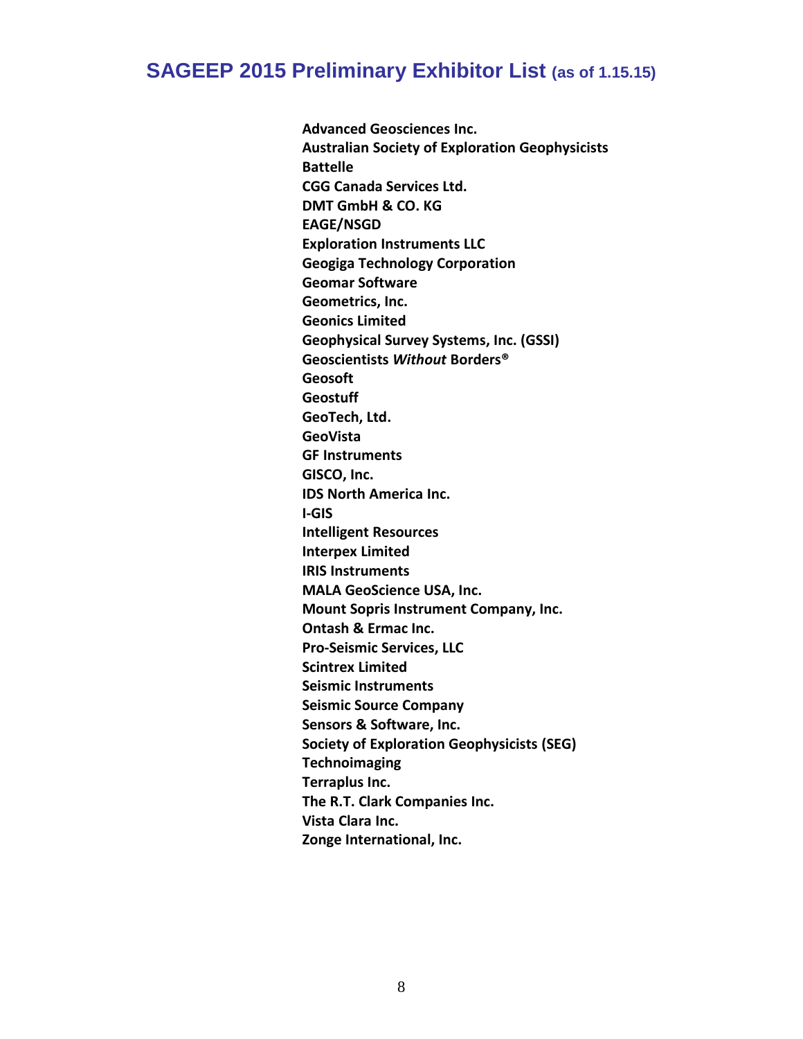# SAGEEP 2015 Preliminary Exhibitor List (as of 1.15.15)

**Advanced Geosciences Inc.**
**Australian Society of Exploration Geophysicists**
**Battelle**
**CGG Canada Services Ltd.**
**DMT GmbH & CO. KG**
**EAGE/NSGD**
**Exploration Instruments LLC**
**Geogiga Technology Corporation**
**Geomar Software**
**Geometrics, Inc.**
**Geonics Limited**
**Geophysical Survey Systems, Inc. (GSSI)**
**Geoscientists *Without* Borders®**
**Geosoft**
**Geostuff**
**GeoTech, Ltd.**
**GeoVista**
**GF Instruments**
**GISCO, Inc.**
**IDS North America Inc.**
**I-GIS**
**Intelligent Resources**
**Interpex Limited**
**IRIS Instruments**
**MALA GeoScience USA, Inc.**
**Mount Sopris Instrument Company, Inc.**
**Ontash & Ermac Inc.**
**Pro-Seismic Services, LLC**
**Scintrex Limited**
**Seismic Instruments**
**Seismic Source Company**
**Sensors & Software, Inc.**
**Society of Exploration Geophysicists (SEG)**
**Technoimaging**
**Terraplus Inc.**
**The R.T. Clark Companies Inc.**
**Vista Clara Inc.**
**Zonge International, Inc.**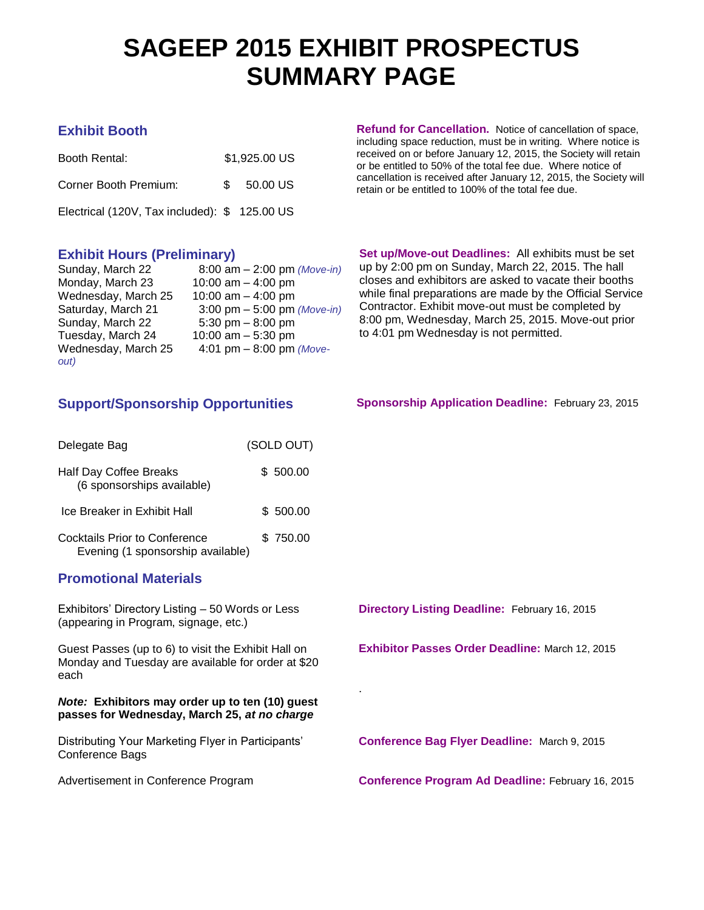# SAGEEP 2015 EXHIBIT PROSPECTUS SUMMARY PAGE

## Exhibit Booth

| | |
|---|---|
| Booth Rental: | $1,925.00 US |
| Corner Booth Premium: | $ 50.00 US |
| Electrical (120V, Tax included): | $ 125.00 US |

**Refund for Cancellation.** Notice of cancellation of space, including space reduction, must be in writing. Where notice is received on or before January 12, 2015, the Society will retain or be entitled to 50% of the total fee due. Where notice of cancellation is received after January 12, 2015, the Society will retain or be entitled to 100% of the total fee due.

## Exhibit Hours (Preliminary)

| | |
|---|---|
| Sunday, March 22 | 8:00 am – 2:00 pm *(Move-in)* |
| Monday, March 23 | 10:00 am – 4:00 pm |
| Wednesday, March 25 | 10:00 am – 4:00 pm |
| Saturday, March 21 | 3:00 pm – 5:00 pm *(Move-in)* |
| Sunday, March 22 | 5:30 pm – 8:00 pm |
| Tuesday, March 24 | 10:00 am – 5:30 pm |
| Wednesday, March 25 | 4:01 pm – 8:00 pm *(Move-out)* |

**Set up/Move-out Deadlines:** All exhibits must be set up by 2:00 pm on Sunday, March 22, 2015. The hall closes and exhibitors are asked to vacate their booths while final preparations are made by the Official Service Contractor. Exhibit move-out must be completed by 8:00 pm, Wednesday, March 25, 2015. Move-out prior to 4:01 pm Wednesday is not permitted.

## Support/Sponsorship Opportunities

**Sponsorship Application Deadline:** February 23, 2015

| | |
|---|---|
| Delegate Bag | (SOLD OUT) |
| Half Day Coffee Breaks (6 sponsorships available) | $ 500.00 |
| Ice Breaker in Exhibit Hall | $ 500.00 |
| Cocktails Prior to Conference Evening (1 sponsorship available) | $ 750.00 |

## Promotional Materials

Exhibitors' Directory Listing – 50 Words or Less (appearing in Program, signage, etc.)

**Directory Listing Deadline:** February 16, 2015

Guest Passes (up to 6) to visit the Exhibit Hall on Monday and Tuesday are available for order at $20 each

**Exhibitor Passes Order Deadline:** March 12, 2015

***Note:*** **Exhibitors may order up to ten (10) guest passes for Wednesday, March 25, *at no charge***

Distributing Your Marketing Flyer in Participants' Conference Bags

**Conference Bag Flyer Deadline:** March 9, 2015

Advertisement in Conference Program

**Conference Program Ad Deadline:** February 16, 2015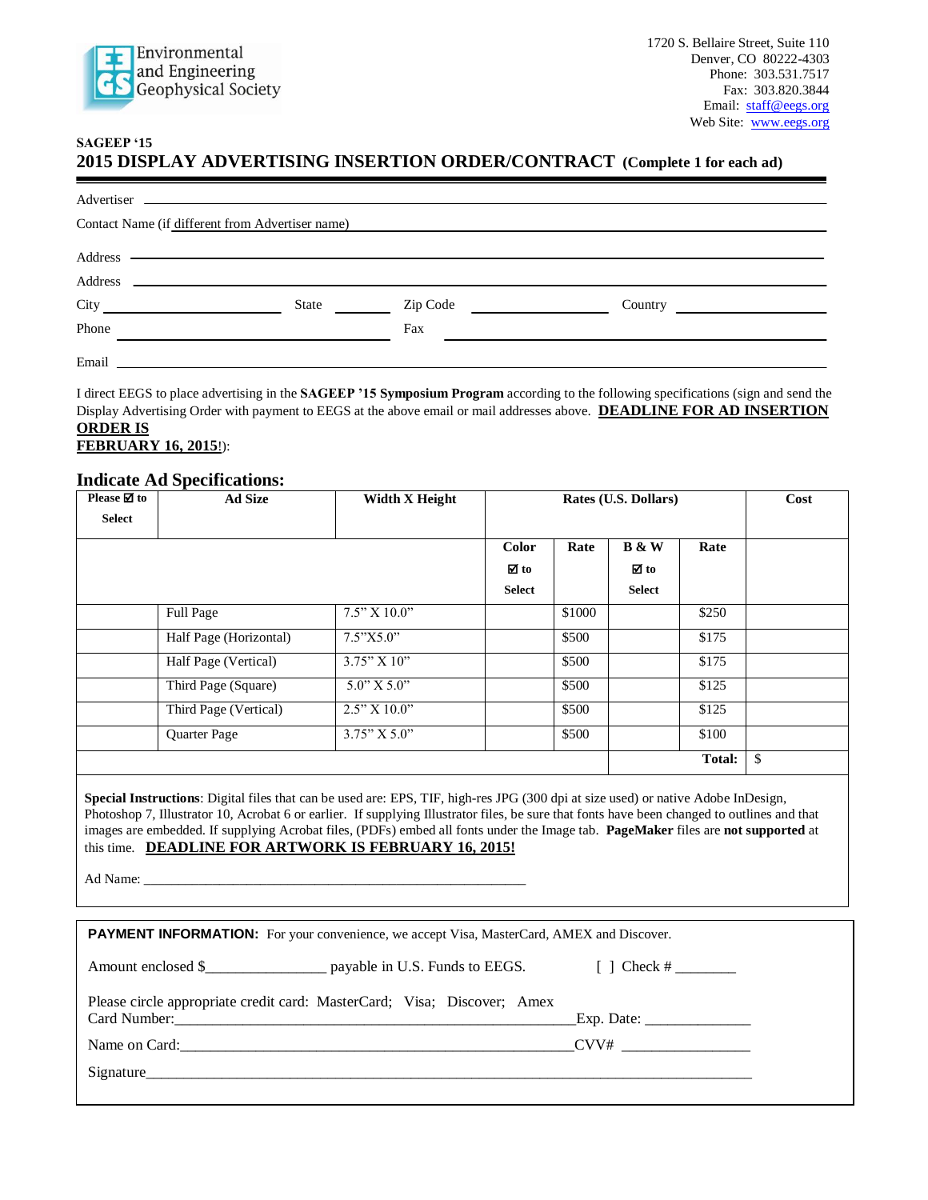Environmental and Engineering Geophysical Society

1720 S. Bellaire Street, Suite 110
Denver, CO 80222-4303
Phone: 303.531.7517
Fax: 303.820.3844
Email: staff@eegs.org
Web Site: www.eegs.org

**SAGEEP '15**

## 2015 DISPLAY ADVERTISING INSERTION ORDER/CONTRACT (Complete 1 for each ad)

Advertiser ____________________________________________

Contact Name (if different from Advertiser name) ____________________________________________

Address ____________________________________________

Address ____________________________________________

City ______________ State ________ Zip Code ____________ Country ______________

Phone ______________________ Fax ______________________

Email ____________________________________________

I direct EEGS to place advertising in the **SAGEEP '15 Symposium Program** according to the following specifications (sign and send the Display Advertising Order with payment to EEGS at the above email or mail addresses above. **DEADLINE FOR AD INSERTION ORDER IS FEBRUARY 16, 2015**!):

### Indicate Ad Specifications:

| Please ☑ to Select | Ad Size | Width X Height | Rates (U.S. Dollars) | | | | Cost |
|---|---|---|---|---|---|---|---|
| | | | Color ☑ to Select | Rate | B & W ☑ to Select | Rate | |
| | Full Page | 7.5" X 10.0" | | $1000 | | $250 | |
| | Half Page (Horizontal) | 7.5"X5.0" | | $500 | | $175 | |
| | Half Page (Vertical) | 3.75" X 10" | | $500 | | $175 | |
| | Third Page (Square) | 5.0" X 5.0" | | $500 | | $125 | |
| | Third Page (Vertical) | 2.5" X 10.0" | | $500 | | $125 | |
| | Quarter Page | 3.75" X 5.0" | | $500 | | $100 | |
| | | | | | | **Total:** | $ |

**Special Instructions**: Digital files that can be used are: EPS, TIF, high-res JPG (300 dpi at size used) or native Adobe InDesign, Photoshop 7, Illustrator 10, Acrobat 6 or earlier. If supplying Illustrator files, be sure that fonts have been changed to outlines and that images are embedded. If supplying Acrobat files, (PDFs) embed all fonts under the Image tab. **PageMaker** files are **not supported** at this time. **DEADLINE FOR ARTWORK IS FEBRUARY 16, 2015!**

Ad Name: ____________________________________________

**PAYMENT INFORMATION:** For your convenience, we accept Visa, MasterCard, AMEX and Discover.

Amount enclosed $_______________ payable in U.S. Funds to EEGS. [ ] Check # ________

Please circle appropriate credit card: MasterCard; Visa; Discover; Amex
Card Number:______________________________________________Exp. Date: _____________

Name on Card:______________________________________________CVV# ________________

Signature____________________________________________________________________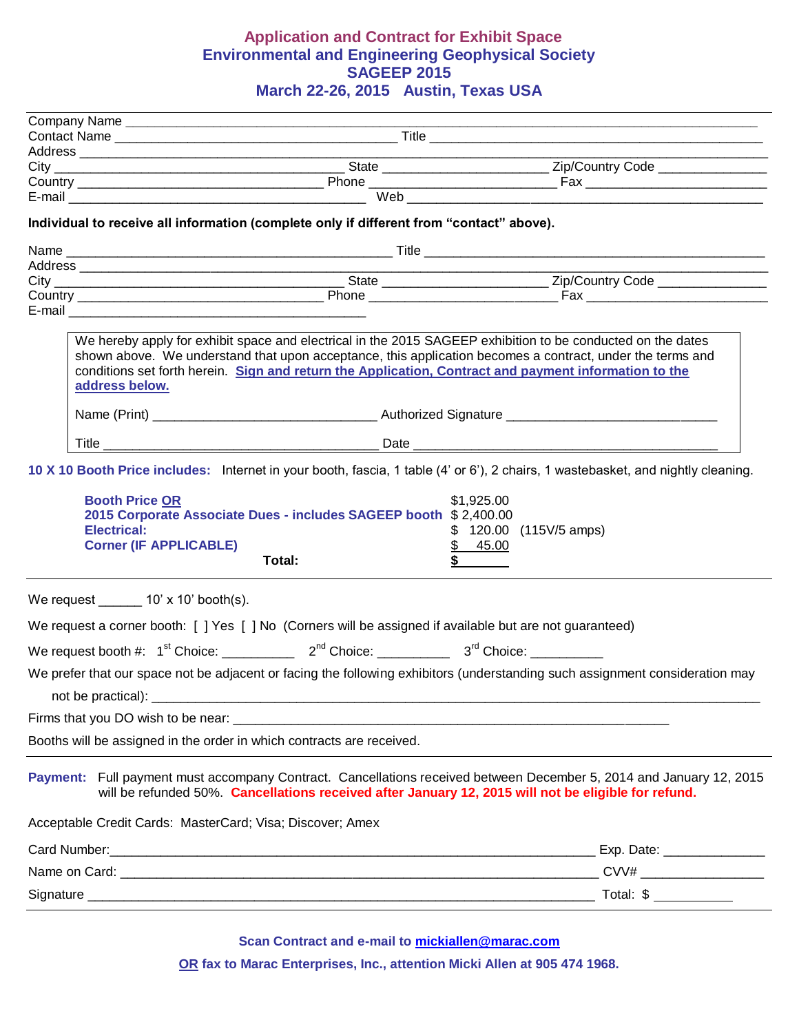# Application and Contract for Exhibit Space
## Environmental and Engineering Geophysical Society
## SAGEEP 2015
## March 22-26, 2015 Austin, Texas USA

Company Name ________________________________________________

Contact Name ________________________ Title ________________________

Address ________________________________________________

City ________________________ State ______________ Zip/Country Code ______________

Country ________________________ Phone ______________ Fax ______________

E-mail ________________________ Web ________________________

**Individual to receive all information (complete only if different from "contact" above).**

Name ________________________ Title ________________________

Address ________________________________________________

City ________________________ State ______________ Zip/Country Code ______________

Country ________________________ Phone ______________ Fax ______________

E-mail ________________________

We hereby apply for exhibit space and electrical in the 2015 SAGEEP exhibition to be conducted on the dates shown above. We understand that upon acceptance, this application becomes a contract, under the terms and conditions set forth herein. **Sign and return the Application, Contract and payment information to the address below.**

Name (Print) ________________________ Authorized Signature ________________________

Title ________________________ Date ________________________

**10 X 10 Booth Price includes:** Internet in your booth, fascia, 1 table (4' or 6'), 2 chairs, 1 wastebasket, and nightly cleaning.

| | |
|---|---|
| **Booth Price OR** | $1,925.00 |
| **2015 Corporate Associate Dues - includes SAGEEP booth** | $ 2,400.00 |
| **Electrical:** | $ 120.00 (115V/5 amps) |
| **Corner (IF APPLICABLE)** | $ 45.00 |
| **Total:** | **$** ______ |

We request ______ 10' x 10' booth(s).

We request a corner booth: [ ] Yes [ ] No (Corners will be assigned if available but are not guaranteed)

We request booth #: 1st Choice: __________ 2nd Choice: __________ 3rd Choice: __________

We prefer that our space not be adjacent or facing the following exhibitors (understanding such assignment consideration may not be practical): ________________________________________________

Firms that you DO wish to be near: ________________________________________________

Booths will be assigned in the order in which contracts are received.

**Payment:** Full payment must accompany Contract. Cancellations received between December 5, 2014 and January 12, 2015 will be refunded 50%. **Cancellations received after January 12, 2015 will not be eligible for refund.**

Acceptable Credit Cards: MasterCard; Visa; Discover; Amex

Card Number: ________________________________________ Exp. Date: ______________

Name on Card: ________________________________________ CVV# ______________

Signature ________________________________________ Total: $ ___________

**Scan Contract and e-mail to mickiallen@marac.com**

**OR fax to Marac Enterprises, Inc., attention Micki Allen at 905 474 1968.**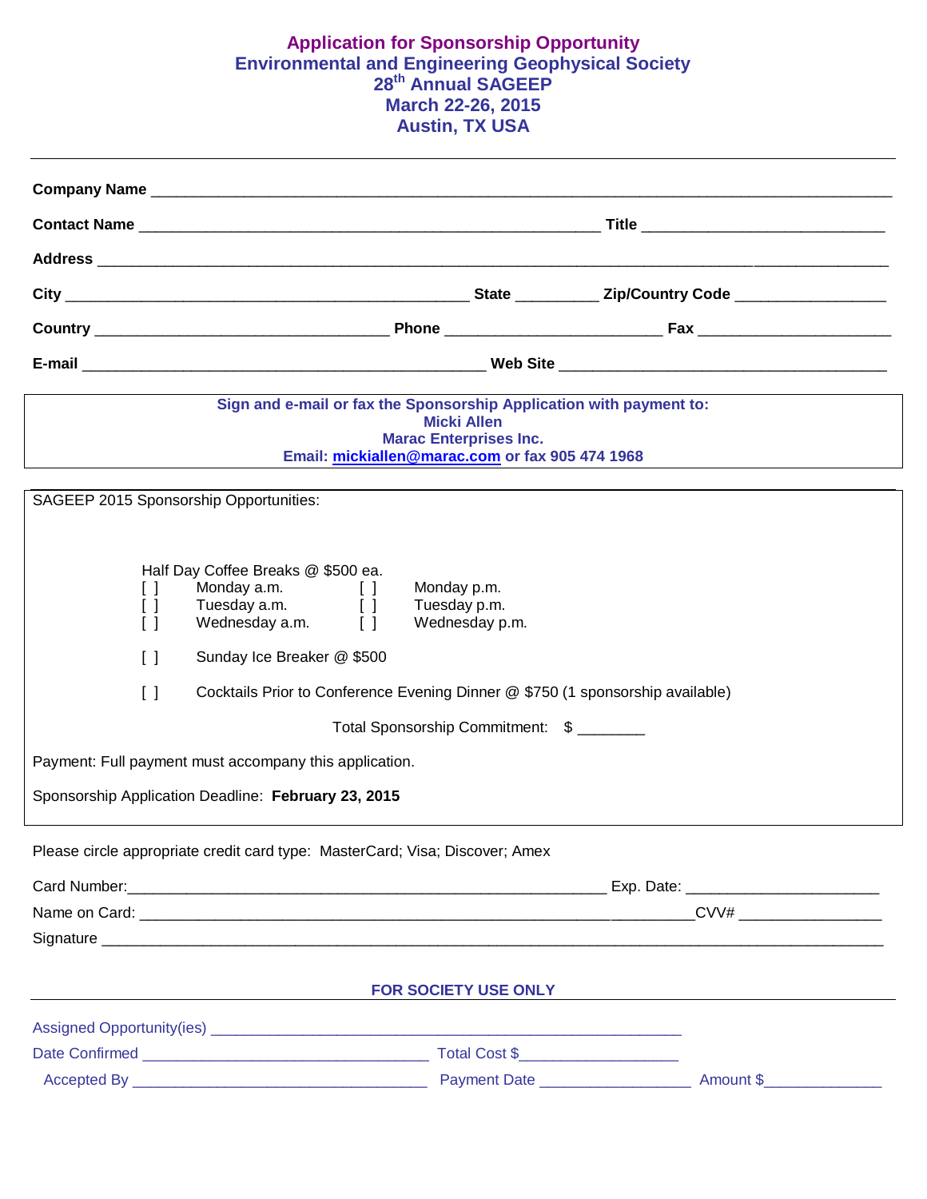# Application for Sponsorship Opportunity
## Environmental and Engineering Geophysical Society
## 28th Annual SAGEEP
## March 22-26, 2015
## Austin, TX USA

---

**Company Name** ______________________________________________________________________________

**Contact Name** ______________________________________________ **Title** ________________________

**Address** ___________________________________________________________________________________

**City** ________________________________________ **State** ________ **Zip/Country Code** _______________

**Country** ____________________________ **Phone** _____________________ **Fax** ____________________

**E-mail** _________________________________________ **Web Site** __________________________________

**Sign and e-mail or fax the Sponsorship Application with payment to:**
**Micki Allen**
**Marac Enterprises Inc.**
**Email: mickiallen@marac.com or fax 905 474 1968**

SAGEEP 2015 Sponsorship Opportunities:

Half Day Coffee Breaks @ $500 ea.

| | | | |
|---|---|---|---|
| [ ] | Monday a.m. | [ ] | Monday p.m. |
| [ ] | Tuesday a.m. | [ ] | Tuesday p.m. |
| [ ] | Wednesday a.m. | [ ] | Wednesday p.m. |

[ ] Sunday Ice Breaker @ $500

[ ] Cocktails Prior to Conference Evening Dinner @ $750 (1 sponsorship available)

Total Sponsorship Commitment: $ ________

Payment: Full payment must accompany this application.

Sponsorship Application Deadline: **February 23, 2015**

Please circle appropriate credit card type: MasterCard; Visa; Discover; Amex

Card Number:_________________________________________________ Exp. Date: ____________________

Name on Card: ___________________________________________________________CVV# ________________

Signature ______________________________________________________________________________________

**FOR SOCIETY USE ONLY**

Assigned Opportunity(ies) ___________________________________________________

Date Confirmed ______________________________ Total Cost $_________________

Accepted By ________________________________ Payment Date _________________ Amount $_____________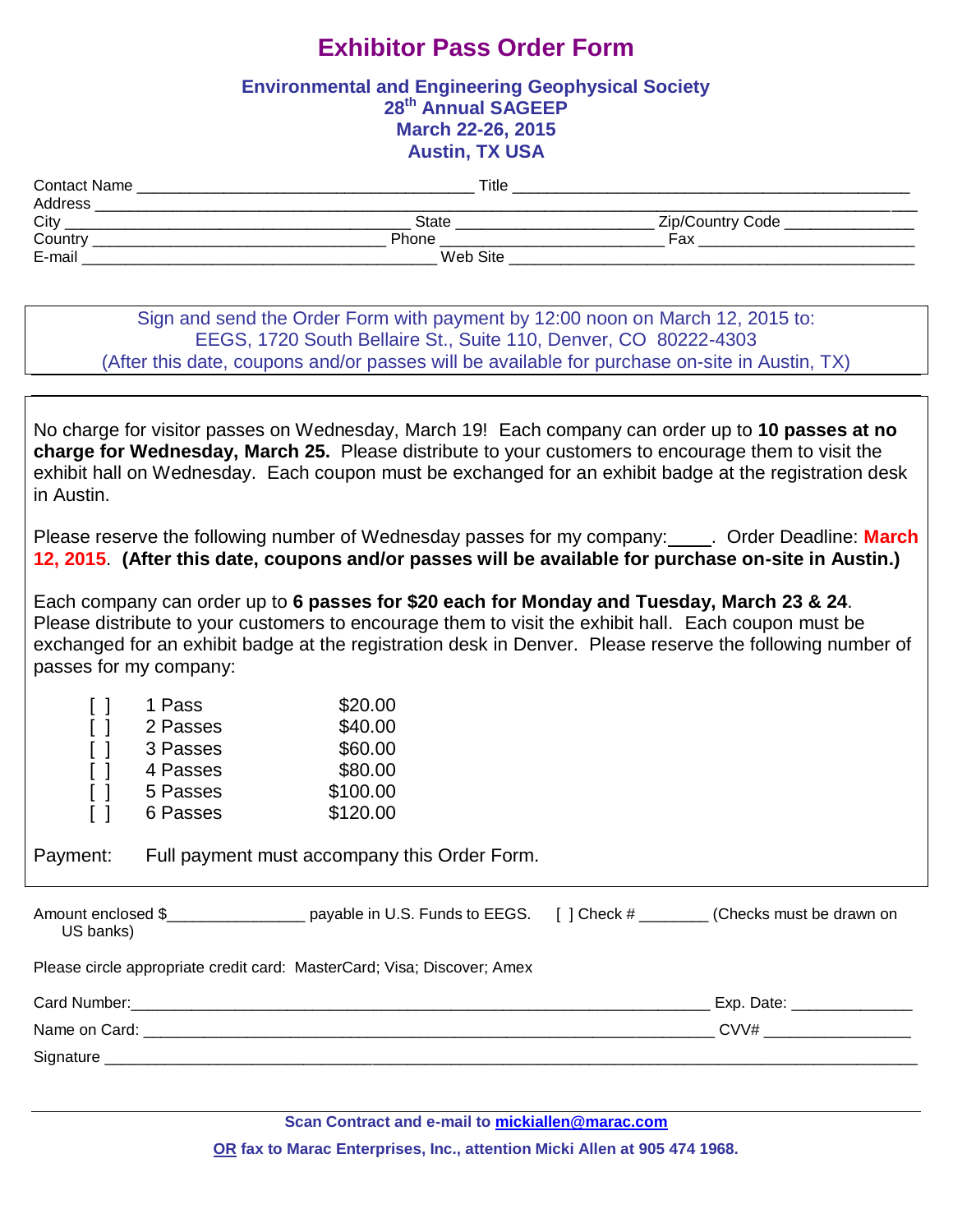# Exhibitor Pass Order Form

### Environmental and Engineering Geophysical Society
### 28th Annual SAGEEP
### March 22-26, 2015
### Austin, TX USA

Contact Name _______________________________________ Title _____________________________________________
Address ___________________________________________________________________________________________
City ________________________________________ State _______________________ Zip/Country Code _______________
Country __________________________________ Phone _________________________ Fax _________________________
E-mail __________________________________________ Web Site _______________________________________________

Sign and send the Order Form with payment by 12:00 noon on March 12, 2015 to:
EEGS, 1720 South Bellaire St., Suite 110, Denver, CO 80222-4303
(After this date, coupons and/or passes will be available for purchase on-site in Austin, TX)

No charge for visitor passes on Wednesday, March 19! Each company can order up to **10 passes at no charge for Wednesday, March 25.** Please distribute to your customers to encourage them to visit the exhibit hall on Wednesday. Each coupon must be exchanged for an exhibit badge at the registration desk in Austin.

Please reserve the following number of Wednesday passes for my company:____. Order Deadline: March 12, 2015. **(After this date, coupons and/or passes will be available for purchase on-site in Austin.)**

Each company can order up to **6 passes for $20 each for Monday and Tuesday, March 23 & 24**. Please distribute to your customers to encourage them to visit the exhibit hall. Each coupon must be exchanged for an exhibit badge at the registration desk in Denver. Please reserve the following number of passes for my company:

| | | |
|---|---|---|
| [ ] | 1 Pass | $20.00 |
| [ ] | 2 Passes | $40.00 |
| [ ] | 3 Passes | $60.00 |
| [ ] | 4 Passes | $80.00 |
| [ ] | 5 Passes | $100.00 |
| [ ] | 6 Passes | $120.00 |

Payment: Full payment must accompany this Order Form.

Amount enclosed $_______________ payable in U.S. Funds to EEGS. [ ] Check # _______ (Checks must be drawn on US banks)

Please circle appropriate credit card: MasterCard; Visa; Discover; Amex

Card Number:_________________________________________________________________ Exp. Date: _____________
Name on Card: _______________________________________________________________ CVV# ________________
Signature ___________________________________________________________________________________________

**Scan Contract and e-mail to mickiallen@marac.com**

**OR fax to Marac Enterprises, Inc., attention Micki Allen at 905 474 1968.**